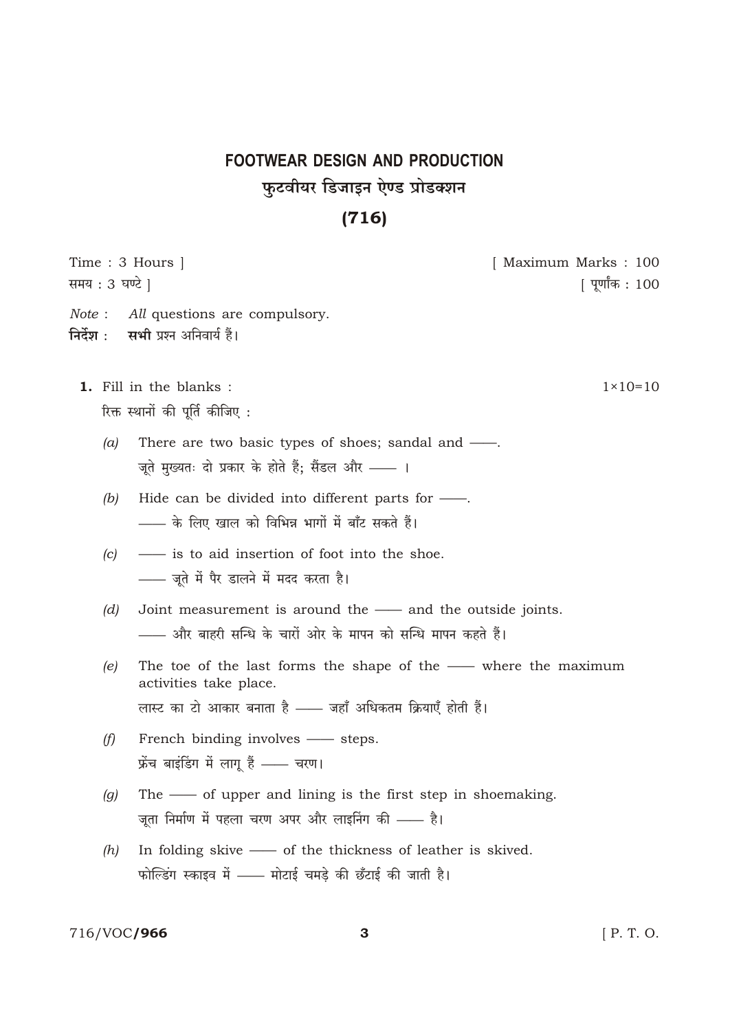# FOOTWEAR DESIGN AND PRODUCTION

## फुटवीयर डिजाइन ऐण्ड प्रोडक्शन

## (716)

Time : 3 Hours ] [ Maximum Marks : 100

समय : 3 घण्टे ] [ पूर्णांक : 100

*Note* : *All* questions are compulsory.

**निर्देश** : **सभी** प्रश्न अनिवार्य हैं।

**1.** Fill in the blanks : 1×10=10

रिक्त स्थानों की पूर्ति कीजिए :

(*a*) There are two basic types of shoes; sandal and ——.

जूते मुख्यतः दो प्रकार के होते हैं; सैंडल और —— ।

(*b*) Hide can be divided into different parts for ——.

—— के लिए खाल को विभिन्न भागों में बाँट सकते हैं।

(*c*) —— is to aid insertion of foot into the shoe.

—— जूते में पैर डालने में मदद करता है।

(*d*) Joint measurement is around the —— and the outside joints.

—— और बाहरी सन्धि के चारों ओर के मापन को सन्धि मापन कहते हैं।

(*e*) The toe of the last forms the shape of the —— where the maximum activities take place.

लास्ट का टो आकार बनाता है —— जहाँ अधिकतम क्रियाएँ होती हैं।

(*f*) French binding involves —— steps.

फ्रेंच बाइंडिंग में लागू हैं —— चरण।

(*g*) The —— of upper and lining is the first step in shoemaking.

जूता निर्माण में पहला चरण अपर और लाइनिंग की —— है।

(*h*) In folding skive —— of the thickness of leather is skived.

फोल्डिंग स्काइव में —— मोटाई चमड़े की छँटाई की जाती है।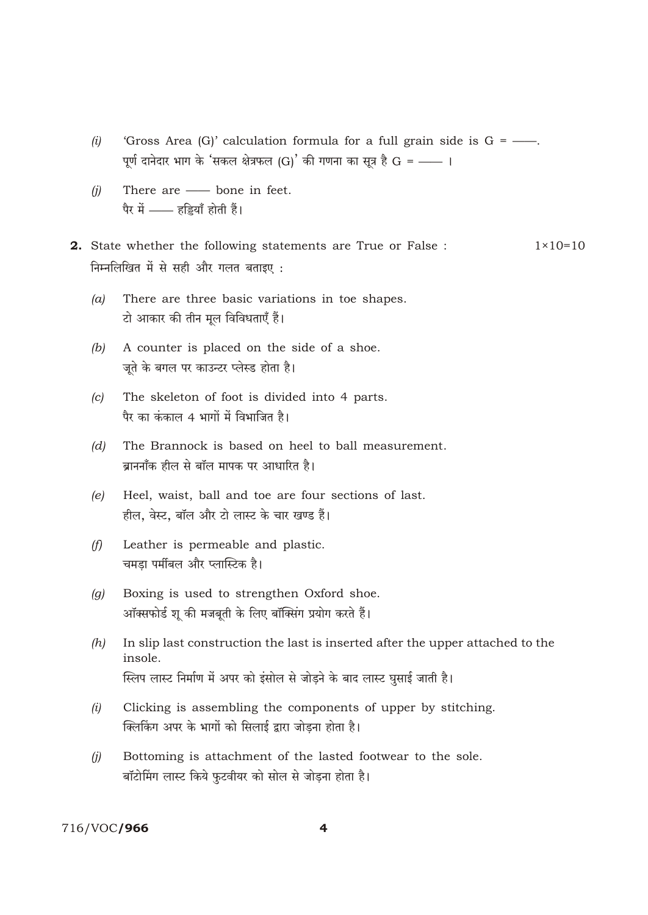(i) 'Gross Area (G)' calculation formula for a full grain side is G = ——.
पूर्ण दानेदार भाग के 'सकल क्षेत्रफल (G)' की गणना का सूत्र है G = —— ।

(j) There are —— bone in feet.
पैर में —— हड्डियाँ होती हैं।

**2.** State whether the following statements are True or False : 1×10=10
निम्नलिखित में से सही और गलत बताइए :

(a) There are three basic variations in toe shapes.
टो आकार की तीन मूल विविधताएँ हैं।

(b) A counter is placed on the side of a shoe.
जूते के बगल पर काउन्टर प्लेस्ड होता है।

(c) The skeleton of foot is divided into 4 parts.
पैर का कंकाल 4 भागों में विभाजित है।

(d) The Brannock is based on heel to ball measurement.
ब्राननॉक हील से बॉल मापक पर आधारित है।

(e) Heel, waist, ball and toe are four sections of last.
हील, वेस्ट, बॉल और टो लास्ट के चार खण्ड हैं।

(f) Leather is permeable and plastic.
चमड़ा पर्मीबल और प्लास्टिक है।

(g) Boxing is used to strengthen Oxford shoe.
ऑक्सफोर्ड शू की मजबूती के लिए बॉक्सिंग प्रयोग करते हैं।

(h) In slip last construction the last is inserted after the upper attached to the insole.
स्लिप लास्ट निर्माण में अपर को इंसोल से जोड़ने के बाद लास्ट घुसाई जाती है।

(i) Clicking is assembling the components of upper by stitching.
क्लिकिंग अपर के भागों को सिलाई द्वारा जोड़ना होता है।

(j) Bottoming is attachment of the lasted footwear to the sole.
बॉटोमिंग लास्ट किये फुटवीयर को सोल से जोड़ना होता है।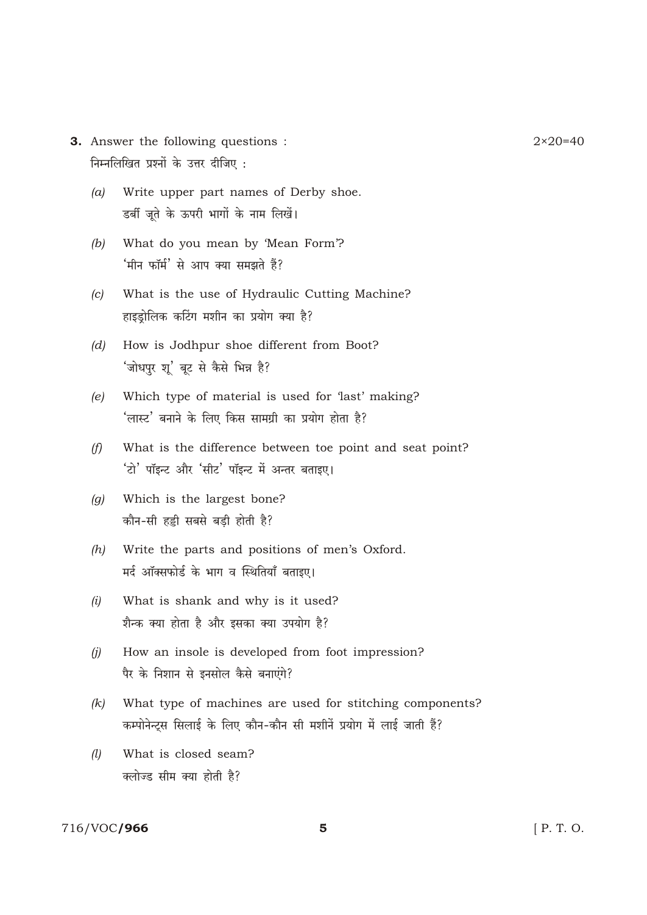**3.** Answer the following questions : 2×20=40

निम्नलिखित प्रश्नों के उत्तर दीजिए :

*(a)* Write upper part names of Derby shoe.
डर्बी जूते के ऊपरी भागों के नाम लिखें।

*(b)* What do you mean by 'Mean Form'?
'मीन फॉर्म' से आप क्या समझते हैं?

*(c)* What is the use of Hydraulic Cutting Machine?
हाइड्रोलिक कटिंग मशीन का प्रयोग क्या है?

*(d)* How is Jodhpur shoe different from Boot?
'जोधपुर शू' बूट से कैसे भिन्न है?

*(e)* Which type of material is used for 'last' making?
'लास्ट' बनाने के लिए किस सामग्री का प्रयोग होता है?

*(f)* What is the difference between toe point and seat point?
'टो' पॉइन्ट और 'सीट' पॉइन्ट में अन्तर बताइए।

*(g)* Which is the largest bone?
कौन-सी हड्डी सबसे बड़ी होती है?

*(h)* Write the parts and positions of men's Oxford.
मर्द ऑक्सफोर्ड के भाग व स्थितियाँ बताइए।

*(i)* What is shank and why is it used?
शैन्क क्या होता है और इसका क्या उपयोग है?

*(j)* How an insole is developed from foot impression?
पैर के निशान से इनसोल कैसे बनाएंगे?

*(k)* What type of machines are used for stitching components?
कम्पोनेन्ट्स सिलाई के लिए कौन-कौन सी मशीनें प्रयोग में लाई जाती हैं?

*(l)* What is closed seam?
क्लोज्ड सीम क्या होती है?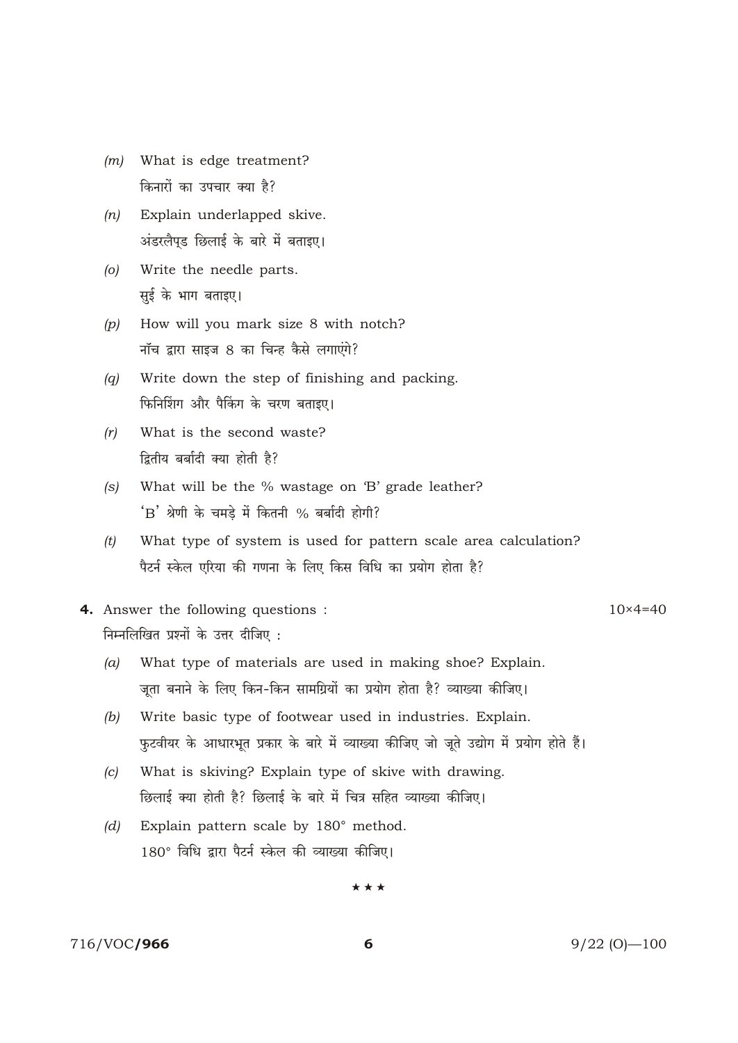- *(m)* What is edge treatment?
  किनारों का उपचार क्या है?
- *(n)* Explain underlapped skive.
  अंडरलैपड छिलाई के बारे में बताइए।
- *(o)* Write the needle parts.
  सुई के भाग बताइए।
- *(p)* How will you mark size 8 with notch?
  नॉच द्वारा साइज 8 का चिन्ह कैसे लगाएंगे?
- *(q)* Write down the step of finishing and packing.
  फिनिशिंग और पैकिंग के चरण बताइए।
- *(r)* What is the second waste?
  द्वितीय बर्बादी क्या होती है?
- *(s)* What will be the % wastage on 'B' grade leather?
  'B' श्रेणी के चमड़े में कितनी % बर्बादी होगी?
- *(t)* What type of system is used for pattern scale area calculation?
  पैटर्न स्केल एरिया की गणना के लिए किस विधि का प्रयोग होता है?

**4.** Answer the following questions : $10 \times 4 = 40$
निम्नलिखित प्रश्नों के उत्तर दीजिए :

- *(a)* What type of materials are used in making shoe? Explain.
  जूता बनाने के लिए किन-किन सामग्रियों का प्रयोग होता है? व्याख्या कीजिए।
- *(b)* Write basic type of footwear used in industries. Explain.
  फुटवीयर के आधारभूत प्रकार के बारे में व्याख्या कीजिए जो जूते उद्योग में प्रयोग होते हैं।
- *(c)* What is skiving? Explain type of skive with drawing.
  छिलाई क्या होती है? छिलाई के बारे में चित्र सहित व्याख्या कीजिए।
- *(d)* Explain pattern scale by 180° method.
  180° विधि द्वारा पैटर्न स्केल की व्याख्या कीजिए।

★ ★ ★

716/VOC/**966** 9/22 (O)—100